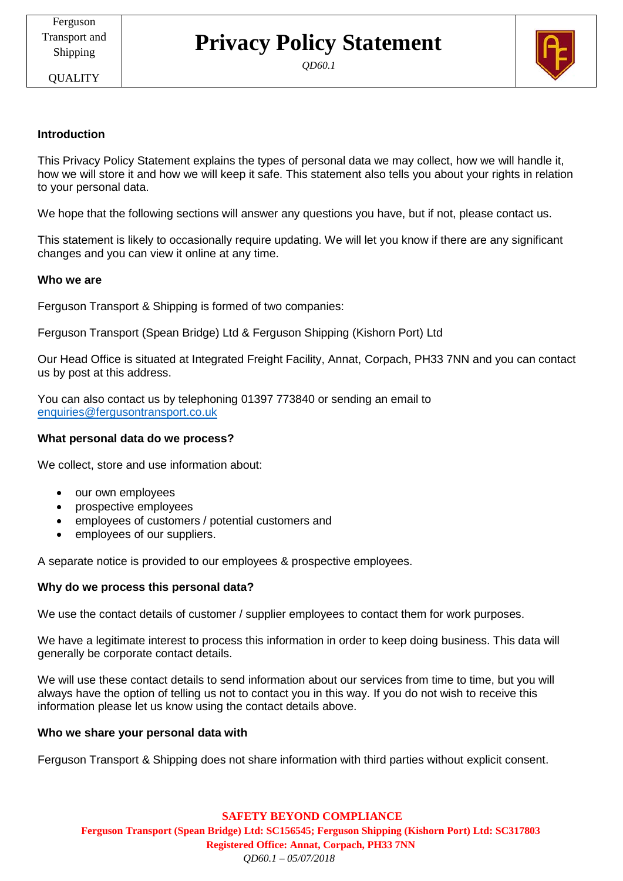# Privacy Policy Statement

*QD60.1*

**Introduction**

This Privacy Policy Statement explains the types of personal data we may collect, how we will handle it, how we will store it and how we will keep it safe. This statement also tells you about your rights in relation to your personal data.

We hope that the following sections will answer any questions you have, but if not, please contact us.

This statement is likely to occasionally require updating. We will let you know if there are any significant changes and you can view it online at any time.

**Who we are**

Ferguson Transport & Shipping is formed of two companies:

Ferguson Transport (Spean Bridge) Ltd & Ferguson Shipping (Kishorn Port) Ltd

Our Head Office is situated at Integrated Freight Facility, Annat, Corpach, PH33 7NN and you can contact us by post at this address.

You can also contact us by telephoning 01397 773840 or sending an email to enquiries@fergusontransport.co.uk

**What personal data do we process?**

We collect, store and use information about:

- our own employees
- prospective employees
- employees of customers / potential customers and
- employees of our suppliers.

A separate notice is provided to our employees & prospective employees.

**Why do we process this personal data?**

We use the contact details of customer / supplier employees to contact them for work purposes.

We have a legitimate interest to process this information in order to keep doing business. This data will generally be corporate contact details.

We will use these contact details to send information about our services from time to time, but you will always have the option of telling us not to contact you in this way. If you do not wish to receive this information please let us know using the contact details above.

**Who we share your personal data with**

Ferguson Transport & Shipping does not share information with third parties without explicit consent.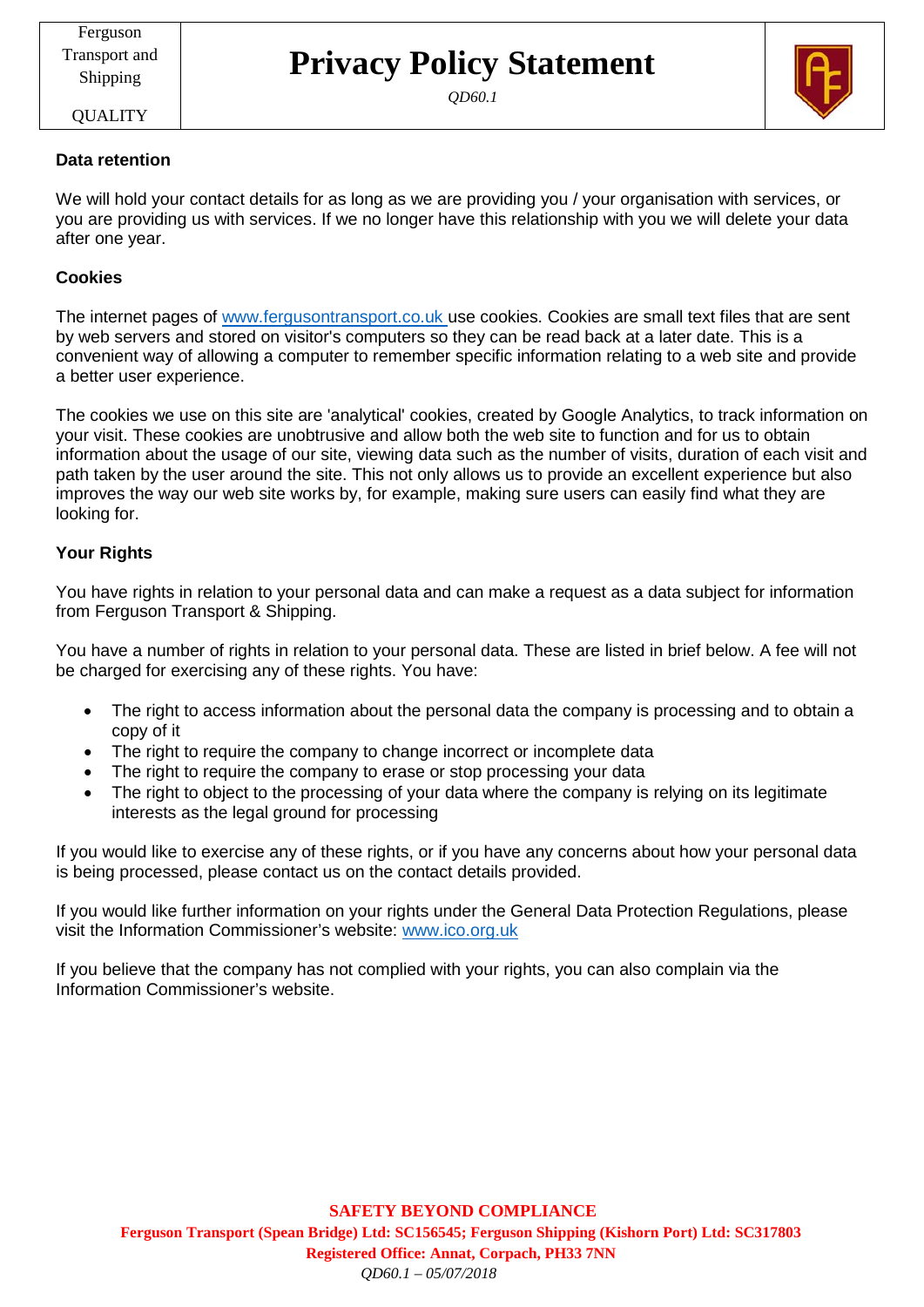### Data retention

We will hold your contact details for as long as we are providing you / your organisation with services, or you are providing us with services. If we no longer have this relationship with you we will delete your data after one year.

### Cookies

The internet pages of www.fergusontransport.co.uk use cookies. Cookies are small text files that are sent by web servers and stored on visitor's computers so they can be read back at a later date. This is a convenient way of allowing a computer to remember specific information relating to a web site and provide a better user experience.

The cookies we use on this site are 'analytical' cookies, created by Google Analytics, to track information on your visit. These cookies are unobtrusive and allow both the web site to function and for us to obtain information about the usage of our site, viewing data such as the number of visits, duration of each visit and path taken by the user around the site. This not only allows us to provide an excellent experience but also improves the way our web site works by, for example, making sure users can easily find what they are looking for.

### Your Rights

You have rights in relation to your personal data and can make a request as a data subject for information from Ferguson Transport & Shipping.

You have a number of rights in relation to your personal data. These are listed in brief below. A fee will not be charged for exercising any of these rights. You have:

- The right to access information about the personal data the company is processing and to obtain a copy of it
- The right to require the company to change incorrect or incomplete data
- The right to require the company to erase or stop processing your data
- The right to object to the processing of your data where the company is relying on its legitimate interests as the legal ground for processing

If you would like to exercise any of these rights, or if you have any concerns about how your personal data is being processed, please contact us on the contact details provided.

If you would like further information on your rights under the General Data Protection Regulations, please visit the Information Commissioner's website: www.ico.org.uk

If you believe that the company has not complied with your rights, you can also complain via the Information Commissioner's website.

**SAFETY BEYOND COMPLIANCE**

**Ferguson Transport (Spean Bridge) Ltd: SC156545; Ferguson Shipping (Kishorn Port) Ltd: SC317803**

**Registered Office: Annat, Corpach, PH33 7NN**